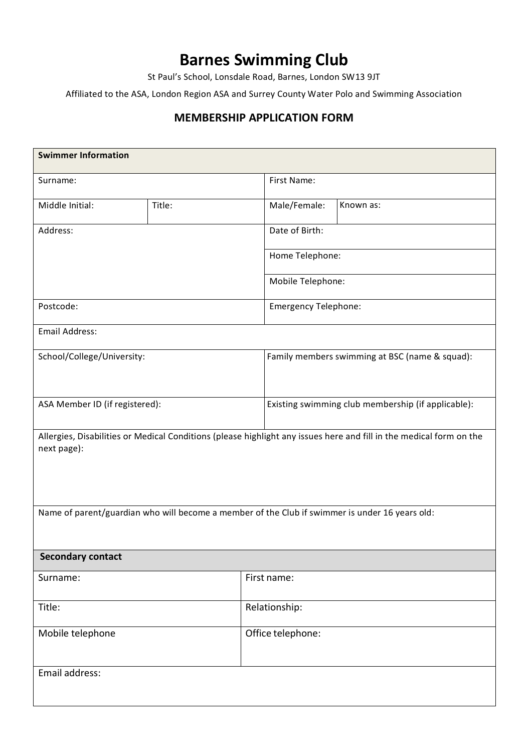# Barnes Swimming Club

St Paul's School, Lonsdale Road, Barnes, London SW13 9JT

Affiliated to the ASA, London Region ASA and Surrey County Water Polo and Swimming Association

## MEMBERSHIP APPLICATION FORM

| **Swimmer Information** | | | |
|---|---|---|---|
| Surname: | | First Name: | |
| Middle Initial: | Title: | Male/Female: | Known as: |
| Address: | | Date of Birth: | |
| | | Home Telephone: | |
| | | Mobile Telephone: | |
| Postcode: | | Emergency Telephone: | |
| Email Address: | | | |
| School/College/University: | | Family members swimming at BSC (name & squad): | |
| ASA Member ID (if registered): | | Existing swimming club membership (if applicable): | |
| Allergies, Disabilities or Medical Conditions (please highlight any issues here and fill in the medical form on the next page): | | | |
| Name of parent/guardian who will become a member of the Club if swimmer is under 16 years old: | | | |

| **Secondary contact** | |
|---|---|
| Surname: | First name: |
| Title: | Relationship: |
| Mobile telephone | Office telephone: |
| Email address: | |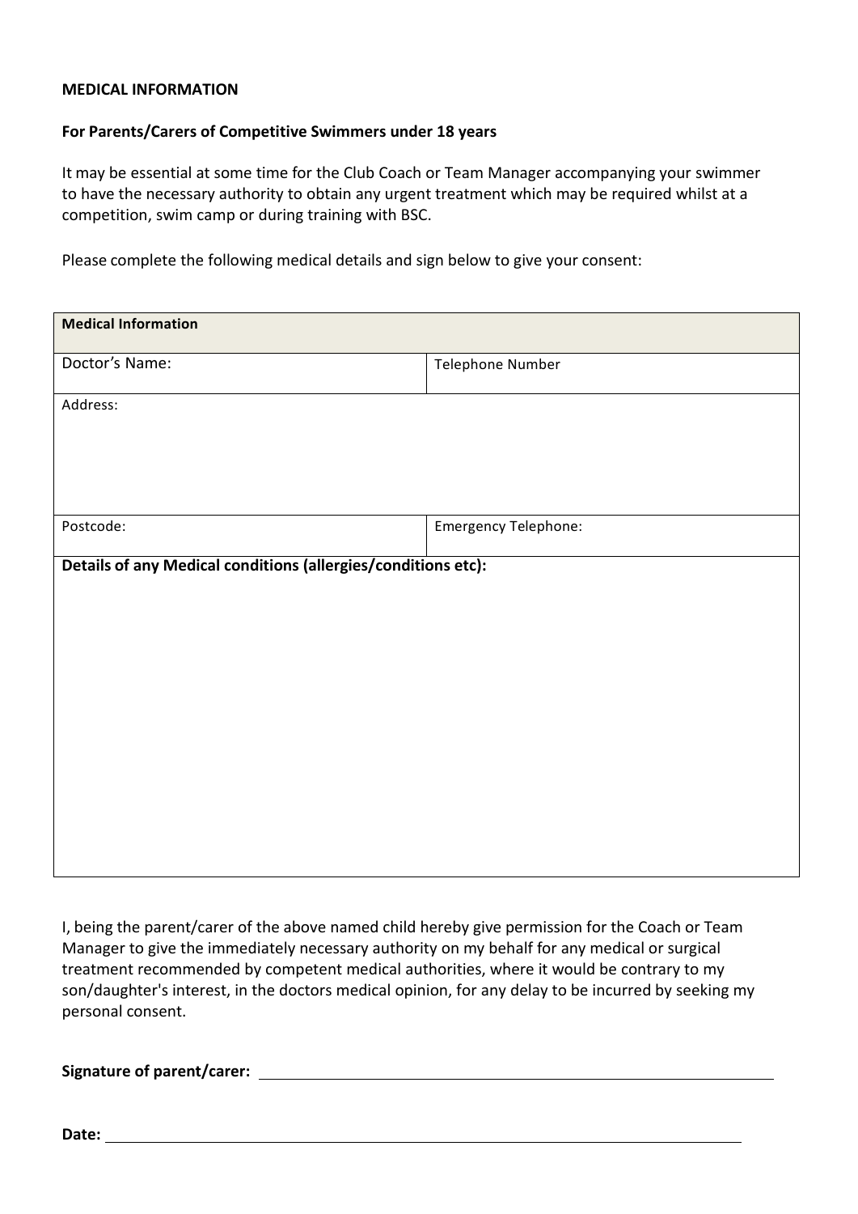**MEDICAL INFORMATION**

**For Parents/Carers of Competitive Swimmers under 18 years**

It may be essential at some time for the Club Coach or Team Manager accompanying your swimmer to have the necessary authority to obtain any urgent treatment which may be required whilst at a competition, swim camp or during training with BSC.

Please complete the following medical details and sign below to give your consent:

| **Medical Information** | |
|---|---|
| Doctor's Name: | Telephone Number |
| Address: | |
| Postcode: | Emergency Telephone: |
| **Details of any Medical conditions (allergies/conditions etc):** | |

I, being the parent/carer of the above named child hereby give permission for the Coach or Team Manager to give the immediately necessary authority on my behalf for any medical or surgical treatment recommended by competent medical authorities, where it would be contrary to my son/daughter's interest, in the doctors medical opinion, for any delay to be incurred by seeking my personal consent.

**Signature of parent/carer:** ______________________________

**Date:** ______________________________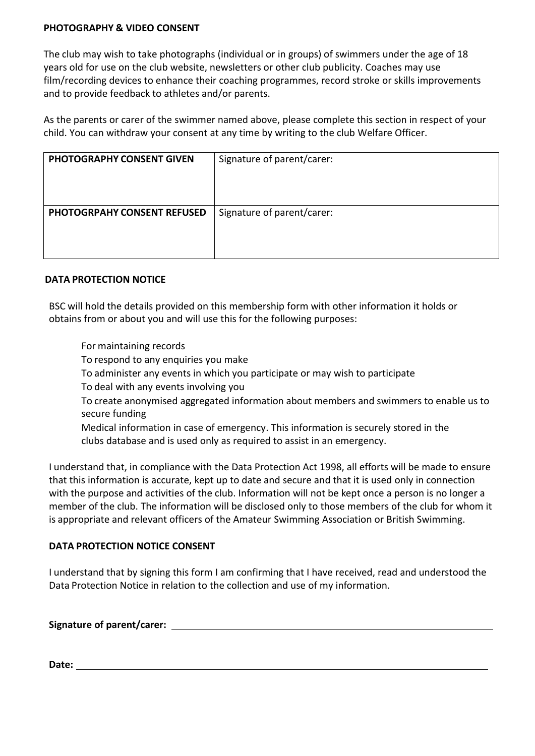**PHOTOGRAPHY & VIDEO CONSENT**

The club may wish to take photographs (individual or in groups) of swimmers under the age of 18 years old for use on the club website, newsletters or other club publicity. Coaches may use film/recording devices to enhance their coaching programmes, record stroke or skills improvements and to provide feedback to athletes and/or parents.

As the parents or carer of the swimmer named above, please complete this section in respect of your child. You can withdraw your consent at any time by writing to the club Welfare Officer.

| | |
|---|---|
| **PHOTOGRAPHY CONSENT GIVEN** | Signature of parent/carer: |
| **PHOTOGRPAHY CONSENT REFUSED** | Signature of parent/carer: |

**DATA PROTECTION NOTICE**

BSC will hold the details provided on this membership form with other information it holds or obtains from or about you and will use this for the following purposes:

- For maintaining records
- To respond to any enquiries you make
- To administer any events in which you participate or may wish to participate
- To deal with any events involving you
- To create anonymised aggregated information about members and swimmers to enable us to secure funding
- Medical information in case of emergency. This information is securely stored in the clubs database and is used only as required to assist in an emergency.

I understand that, in compliance with the Data Protection Act 1998, all efforts will be made to ensure that this information is accurate, kept up to date and secure and that it is used only in connection with the purpose and activities of the club. Information will not be kept once a person is no longer a member of the club. The information will be disclosed only to those members of the club for whom it is appropriate and relevant officers of the Amateur Swimming Association or British Swimming.

**DATA PROTECTION NOTICE CONSENT**

I understand that by signing this form I am confirming that I have received, read and understood the Data Protection Notice in relation to the collection and use of my information.

**Signature of parent/carer:** ______________________________

**Date:** ______________________________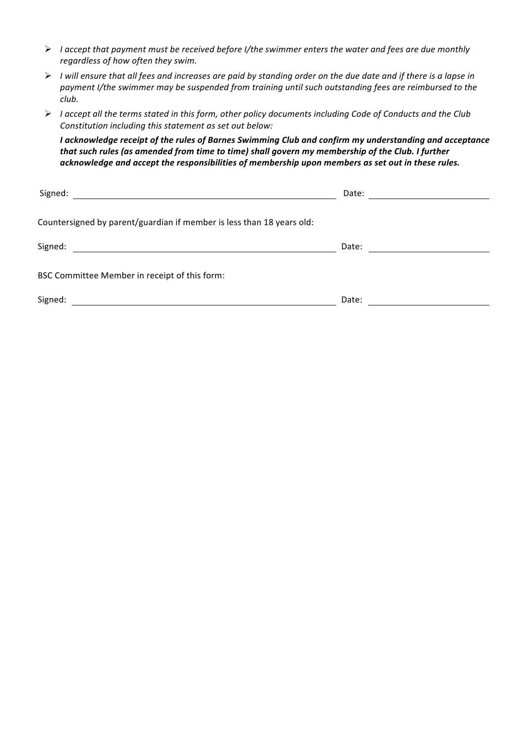- *I accept that payment must be received before I/the swimmer enters the water and fees are due monthly regardless of how often they swim.*
- *I will ensure that all fees and increases are paid by standing order on the due date and if there is a lapse in payment I/the swimmer may be suspended from training until such outstanding fees are reimbursed to the club.*
- *I accept all the terms stated in this form, other policy documents including Code of Conducts and the Club Constitution including this statement as set out below:*

  ***I acknowledge receipt of the rules of Barnes Swimming Club and confirm my understanding and acceptance that such rules (as amended from time to time) shall govern my membership of the Club. I further acknowledge and accept the responsibilities of membership upon members as set out in these rules.***

Signed: ______________________________________________ Date: ____________________

Countersigned by parent/guardian if member is less than 18 years old:

Signed: ______________________________________________ Date: ____________________

BSC Committee Member in receipt of this form:

Signed: ______________________________________________ Date: ____________________